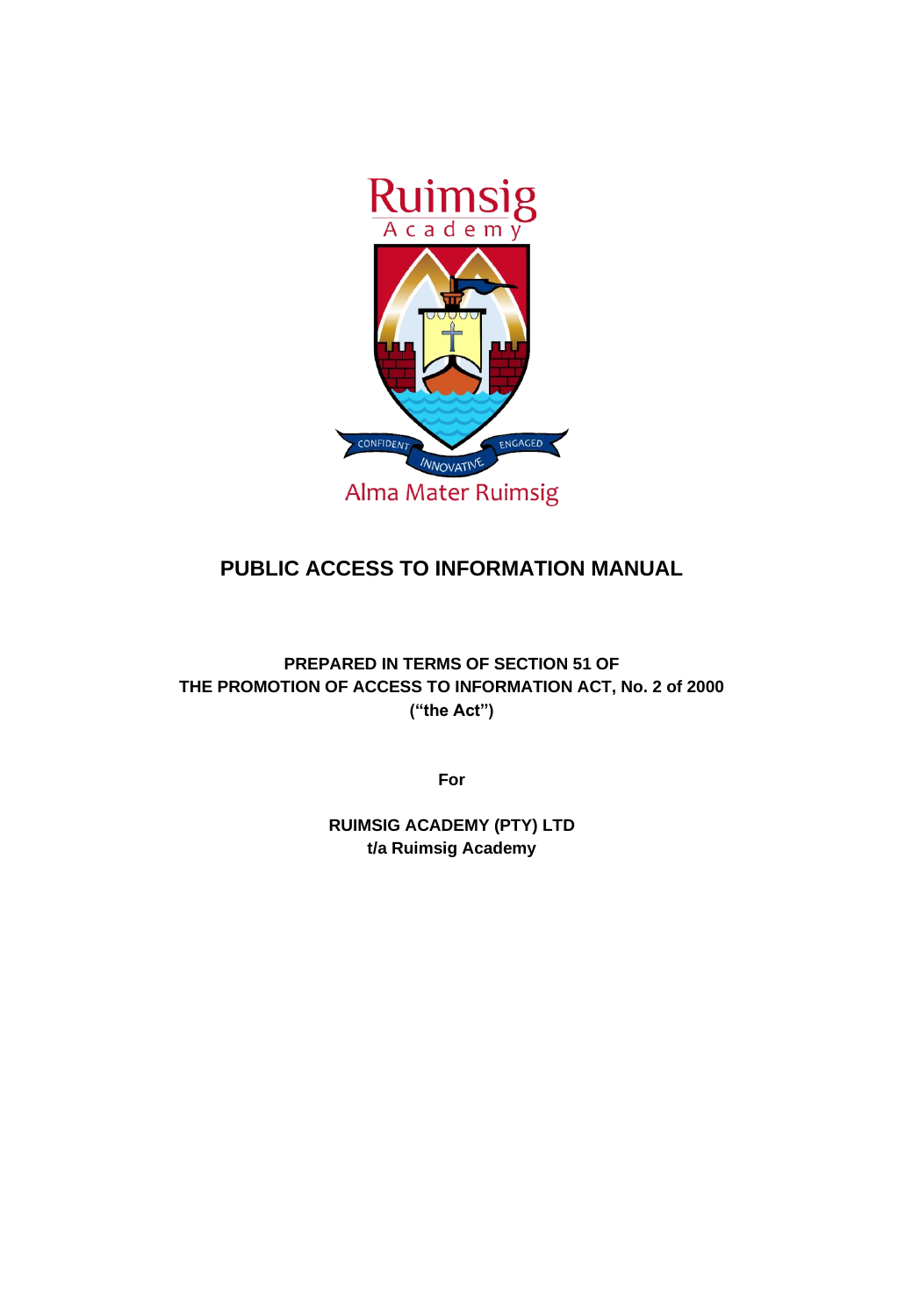# PUBLIC ACCESS TO INFORMATION MANUAL

**PREPARED IN TERMS OF SECTION 51 OF**
**THE PROMOTION OF ACCESS TO INFORMATION ACT, No. 2 of 2000**
**("the Act")**

**For**

**RUIMSIG ACADEMY (PTY) LTD**
**t/a Ruimsig Academy**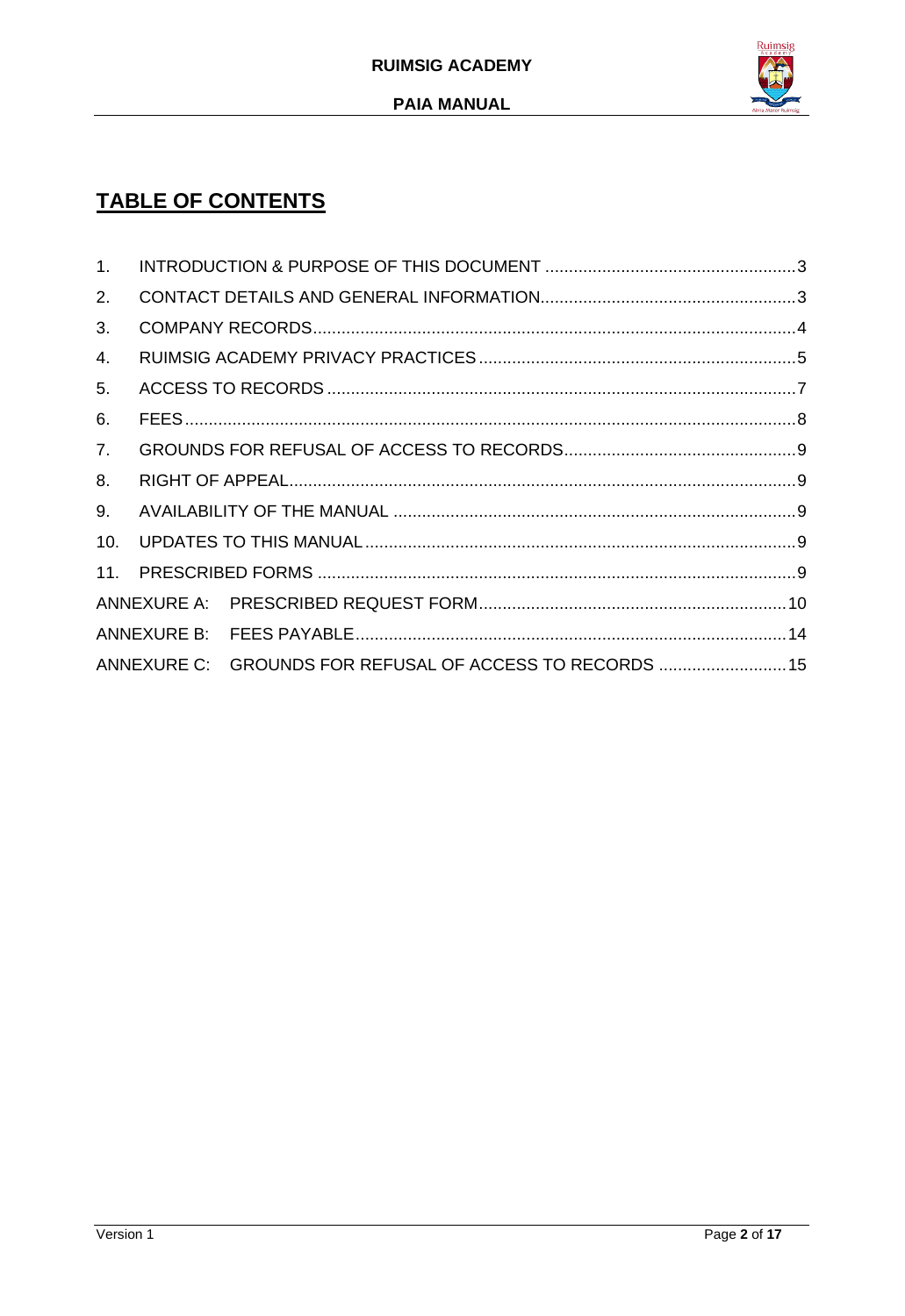# TABLE OF CONTENTS

1. INTRODUCTION & PURPOSE OF THIS DOCUMENT ..................................................... 3
2. CONTACT DETAILS AND GENERAL INFORMATION ...................................................... 3
3. COMPANY RECORDS ..................................................................................................... 4
4. RUIMSIG ACADEMY PRIVACY PRACTICES ................................................................... 5
5. ACCESS TO RECORDS ................................................................................................... 7
6. FEES ............................................................................................................................... 8
7. GROUNDS FOR REFUSAL OF ACCESS TO RECORDS .................................................. 9
8. RIGHT OF APPEAL .......................................................................................................... 9
9. AVAILABILITY OF THE MANUAL ..................................................................................... 9
10. UPDATES TO THIS MANUAL ........................................................................................... 9
11. PRESCRIBED FORMS ..................................................................................................... 9

ANNEXURE A: PRESCRIBED REQUEST FORM ................................................................. 10

ANNEXURE B: FEES PAYABLE ........................................................................................... 14

ANNEXURE C: GROUNDS FOR REFUSAL OF ACCESS TO RECORDS ............................ 15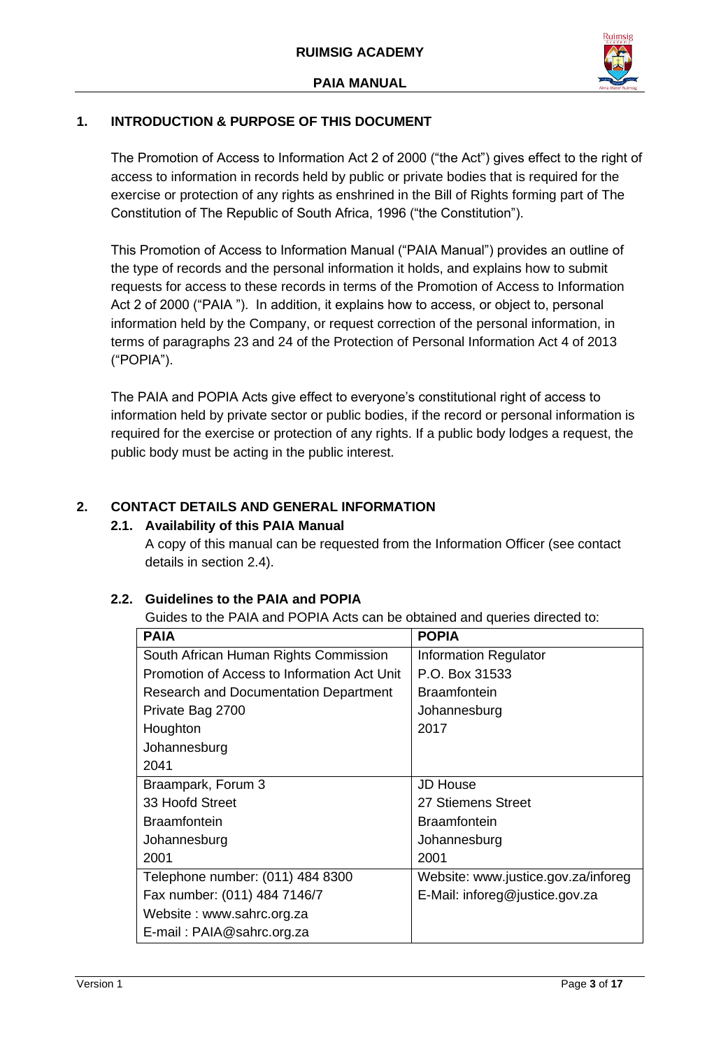## 1. INTRODUCTION & PURPOSE OF THIS DOCUMENT

The Promotion of Access to Information Act 2 of 2000 ("the Act") gives effect to the right of access to information in records held by public or private bodies that is required for the exercise or protection of any rights as enshrined in the Bill of Rights forming part of The Constitution of The Republic of South Africa, 1996 ("the Constitution").

This Promotion of Access to Information Manual ("PAIA Manual") provides an outline of the type of records and the personal information it holds, and explains how to submit requests for access to these records in terms of the Promotion of Access to Information Act 2 of 2000 ("PAIA "). In addition, it explains how to access, or object to, personal information held by the Company, or request correction of the personal information, in terms of paragraphs 23 and 24 of the Protection of Personal Information Act 4 of 2013 ("POPIA").

The PAIA and POPIA Acts give effect to everyone's constitutional right of access to information held by private sector or public bodies, if the record or personal information is required for the exercise or protection of any rights. If a public body lodges a request, the public body must be acting in the public interest.

## 2. CONTACT DETAILS AND GENERAL INFORMATION

### 2.1. Availability of this PAIA Manual

A copy of this manual can be requested from the Information Officer (see contact details in section 2.4).

### 2.2. Guidelines to the PAIA and POPIA

Guides to the PAIA and POPIA Acts can be obtained and queries directed to:

| PAIA | POPIA |
|---|---|
| South African Human Rights Commission<br>Promotion of Access to Information Act Unit<br>Research and Documentation Department<br>Private Bag 2700<br>Houghton<br>Johannesburg<br>2041 | Information Regulator<br>P.O. Box 31533<br>Braamfontein<br>Johannesburg<br>2017 |
| Braampark, Forum 3<br>33 Hoofd Street<br>Braamfontein<br>Johannesburg<br>2001 | JD House<br>27 Stiemens Street<br>Braamfontein<br>Johannesburg<br>2001 |
| Telephone number: (011) 484 8300<br>Fax number: (011) 484 7146/7<br>Website : www.sahrc.org.za<br>E-mail : PAIA@sahrc.org.za | Website: www.justice.gov.za/inforeg<br>E-Mail: inforeg@justice.gov.za |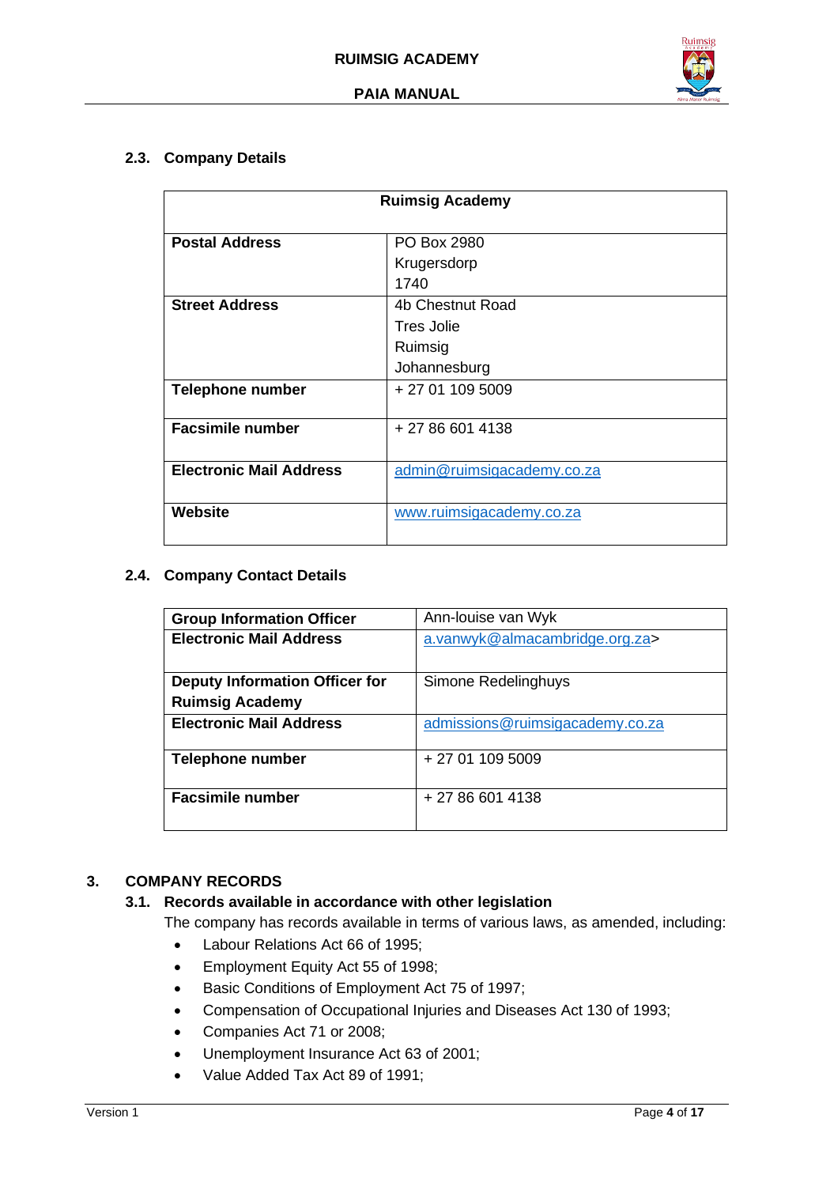### 2.3. Company Details

| Ruimsig Academy | |
|---|---|
| **Postal Address** | PO Box 2980<br>Krugersdorp<br>1740 |
| **Street Address** | 4b Chestnut Road<br>Tres Jolie<br>Ruimsig<br>Johannesburg |
| **Telephone number** | + 27 01 109 5009 |
| **Facsimile number** | + 27 86 601 4138 |
| **Electronic Mail Address** | admin@ruimsigacademy.co.za |
| **Website** | www.ruimsigacademy.co.za |

### 2.4. Company Contact Details

| **Group Information Officer** | Ann-louise van Wyk |
|---|---|
| **Electronic Mail Address** | a.vanwyk@almacambridge.org.za> |
| **Deputy Information Officer for Ruimsig Academy** | Simone Redelinghuys |
| **Electronic Mail Address** | admissions@ruimsigacademy.co.za |
| **Telephone number** | + 27 01 109 5009 |
| **Facsimile number** | + 27 86 601 4138 |

## 3. COMPANY RECORDS

### 3.1. Records available in accordance with other legislation

The company has records available in terms of various laws, as amended, including:

- Labour Relations Act 66 of 1995;
- Employment Equity Act 55 of 1998;
- Basic Conditions of Employment Act 75 of 1997;
- Compensation of Occupational Injuries and Diseases Act 130 of 1993;
- Companies Act 71 or 2008;
- Unemployment Insurance Act 63 of 2001;
- Value Added Tax Act 89 of 1991;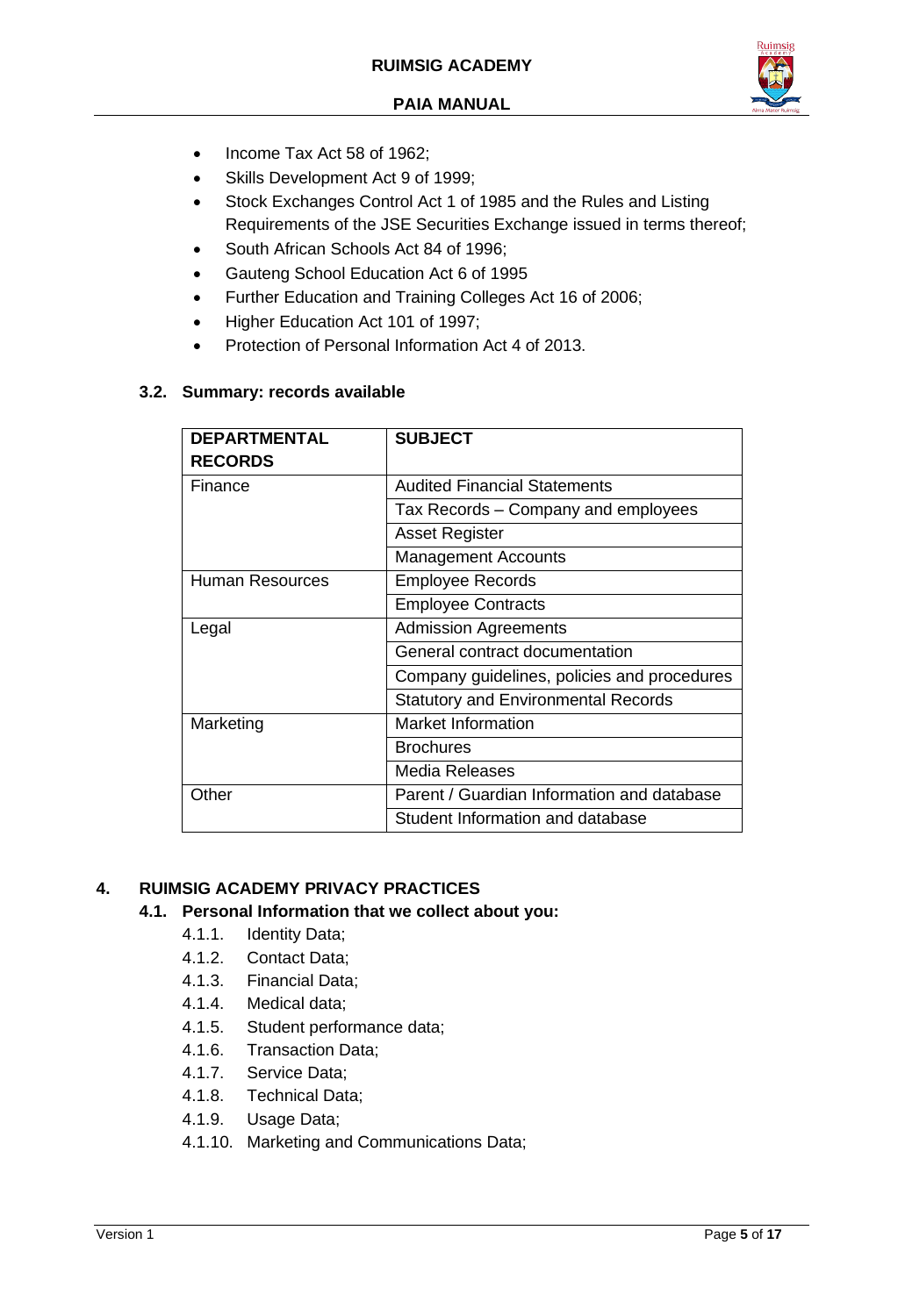- Income Tax Act 58 of 1962;
- Skills Development Act 9 of 1999;
- Stock Exchanges Control Act 1 of 1985 and the Rules and Listing Requirements of the JSE Securities Exchange issued in terms thereof;
- South African Schools Act 84 of 1996;
- Gauteng School Education Act 6 of 1995
- Further Education and Training Colleges Act 16 of 2006;
- Higher Education Act 101 of 1997;
- Protection of Personal Information Act 4 of 2013.

### 3.2. Summary: records available

| DEPARTMENTAL RECORDS | SUBJECT |
|---|---|
| Finance | Audited Financial Statements |
| | Tax Records – Company and employees |
| | Asset Register |
| | Management Accounts |
| Human Resources | Employee Records |
| | Employee Contracts |
| Legal | Admission Agreements |
| | General contract documentation |
| | Company guidelines, policies and procedures |
| | Statutory and Environmental Records |
| Marketing | Market Information |
| | Brochures |
| | Media Releases |
| Other | Parent / Guardian Information and database |
| | Student Information and database |

## 4. RUIMSIG ACADEMY PRIVACY PRACTICES

### 4.1. Personal Information that we collect about you:

4.1.1. Identity Data;
4.1.2. Contact Data;
4.1.3. Financial Data;
4.1.4. Medical data;
4.1.5. Student performance data;
4.1.6. Transaction Data;
4.1.7. Service Data;
4.1.8. Technical Data;
4.1.9. Usage Data;
4.1.10. Marketing and Communications Data;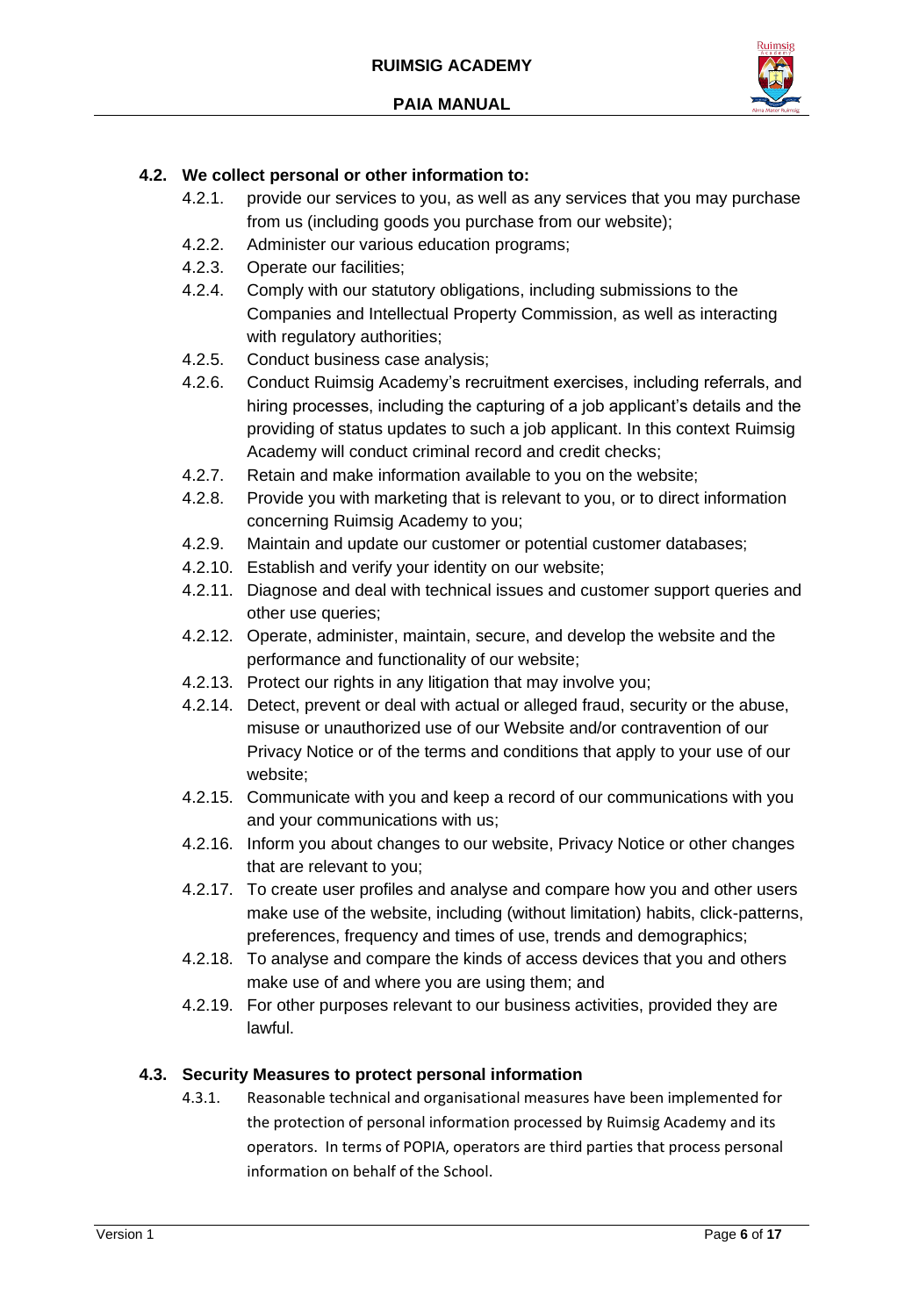### 4.2. We collect personal or other information to:

- 4.2.1. provide our services to you, as well as any services that you may purchase from us (including goods you purchase from our website);
- 4.2.2. Administer our various education programs;
- 4.2.3. Operate our facilities;
- 4.2.4. Comply with our statutory obligations, including submissions to the Companies and Intellectual Property Commission, as well as interacting with regulatory authorities;
- 4.2.5. Conduct business case analysis;
- 4.2.6. Conduct Ruimsig Academy's recruitment exercises, including referrals, and hiring processes, including the capturing of a job applicant's details and the providing of status updates to such a job applicant. In this context Ruimsig Academy will conduct criminal record and credit checks;
- 4.2.7. Retain and make information available to you on the website;
- 4.2.8. Provide you with marketing that is relevant to you, or to direct information concerning Ruimsig Academy to you;
- 4.2.9. Maintain and update our customer or potential customer databases;
- 4.2.10. Establish and verify your identity on our website;
- 4.2.11. Diagnose and deal with technical issues and customer support queries and other use queries;
- 4.2.12. Operate, administer, maintain, secure, and develop the website and the performance and functionality of our website;
- 4.2.13. Protect our rights in any litigation that may involve you;
- 4.2.14. Detect, prevent or deal with actual or alleged fraud, security or the abuse, misuse or unauthorized use of our Website and/or contravention of our Privacy Notice or of the terms and conditions that apply to your use of our website;
- 4.2.15. Communicate with you and keep a record of our communications with you and your communications with us;
- 4.2.16. Inform you about changes to our website, Privacy Notice or other changes that are relevant to you;
- 4.2.17. To create user profiles and analyse and compare how you and other users make use of the website, including (without limitation) habits, click-patterns, preferences, frequency and times of use, trends and demographics;
- 4.2.18. To analyse and compare the kinds of access devices that you and others make use of and where you are using them; and
- 4.2.19. For other purposes relevant to our business activities, provided they are lawful.

### 4.3. Security Measures to protect personal information

- 4.3.1. Reasonable technical and organisational measures have been implemented for the protection of personal information processed by Ruimsig Academy and its operators. In terms of POPIA, operators are third parties that process personal information on behalf of the School.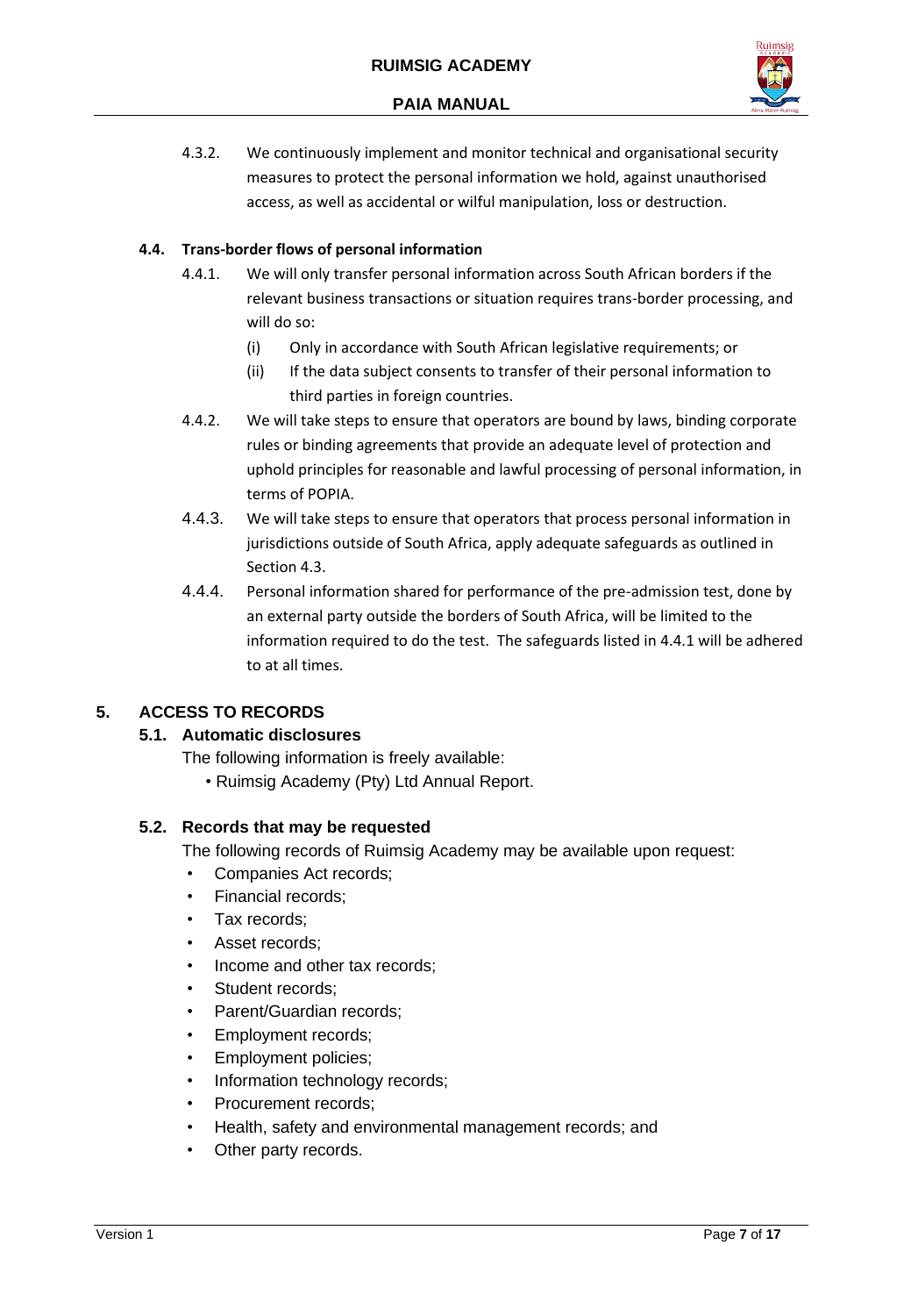4.3.2. We continuously implement and monitor technical and organisational security measures to protect the personal information we hold, against unauthorised access, as well as accidental or wilful manipulation, loss or destruction.

### 4.4. Trans-border flows of personal information

4.4.1. We will only transfer personal information across South African borders if the relevant business transactions or situation requires trans-border processing, and will do so:

(i) Only in accordance with South African legislative requirements; or

(ii) If the data subject consents to transfer of their personal information to third parties in foreign countries.

4.4.2. We will take steps to ensure that operators are bound by laws, binding corporate rules or binding agreements that provide an adequate level of protection and uphold principles for reasonable and lawful processing of personal information, in terms of POPIA.

4.4.3. We will take steps to ensure that operators that process personal information in jurisdictions outside of South Africa, apply adequate safeguards as outlined in Section 4.3.

4.4.4. Personal information shared for performance of the pre-admission test, done by an external party outside the borders of South Africa, will be limited to the information required to do the test. The safeguards listed in 4.4.1 will be adhered to at all times.

## 5. ACCESS TO RECORDS

### 5.1. Automatic disclosures

The following information is freely available:

- Ruimsig Academy (Pty) Ltd Annual Report.

### 5.2. Records that may be requested

The following records of Ruimsig Academy may be available upon request:

- Companies Act records;
- Financial records;
- Tax records;
- Asset records;
- Income and other tax records;
- Student records;
- Parent/Guardian records;
- Employment records;
- Employment policies;
- Information technology records;
- Procurement records;
- Health, safety and environmental management records; and
- Other party records.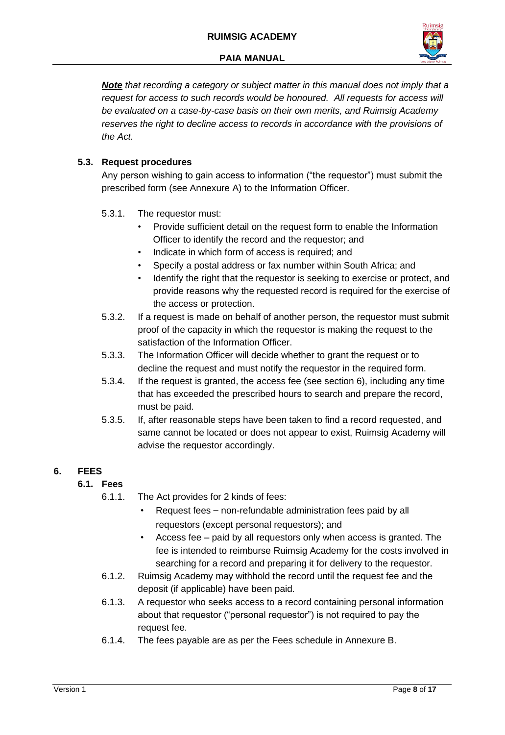***Note*** *that recording a category or subject matter in this manual does not imply that a request for access to such records would be honoured. All requests for access will be evaluated on a case-by-case basis on their own merits, and Ruimsig Academy reserves the right to decline access to records in accordance with the provisions of the Act.*

### 5.3. Request procedures

Any person wishing to gain access to information ("the requestor") must submit the prescribed form (see Annexure A) to the Information Officer.

5.3.1. The requestor must:

- Provide sufficient detail on the request form to enable the Information Officer to identify the record and the requestor; and
- Indicate in which form of access is required; and
- Specify a postal address or fax number within South Africa; and
- Identify the right that the requestor is seeking to exercise or protect, and provide reasons why the requested record is required for the exercise of the access or protection.

5.3.2. If a request is made on behalf of another person, the requestor must submit proof of the capacity in which the requestor is making the request to the satisfaction of the Information Officer.

5.3.3. The Information Officer will decide whether to grant the request or to decline the request and must notify the requestor in the required form.

5.3.4. If the request is granted, the access fee (see section 6), including any time that has exceeded the prescribed hours to search and prepare the record, must be paid.

5.3.5. If, after reasonable steps have been taken to find a record requested, and same cannot be located or does not appear to exist, Ruimsig Academy will advise the requestor accordingly.

## 6. FEES

### 6.1. Fees

6.1.1. The Act provides for 2 kinds of fees:

- Request fees – non-refundable administration fees paid by all requestors (except personal requestors); and
- Access fee – paid by all requestors only when access is granted. The fee is intended to reimburse Ruimsig Academy for the costs involved in searching for a record and preparing it for delivery to the requestor.

6.1.2. Ruimsig Academy may withhold the record until the request fee and the deposit (if applicable) have been paid.

6.1.3. A requestor who seeks access to a record containing personal information about that requestor ("personal requestor") is not required to pay the request fee.

6.1.4. The fees payable are as per the Fees schedule in Annexure B.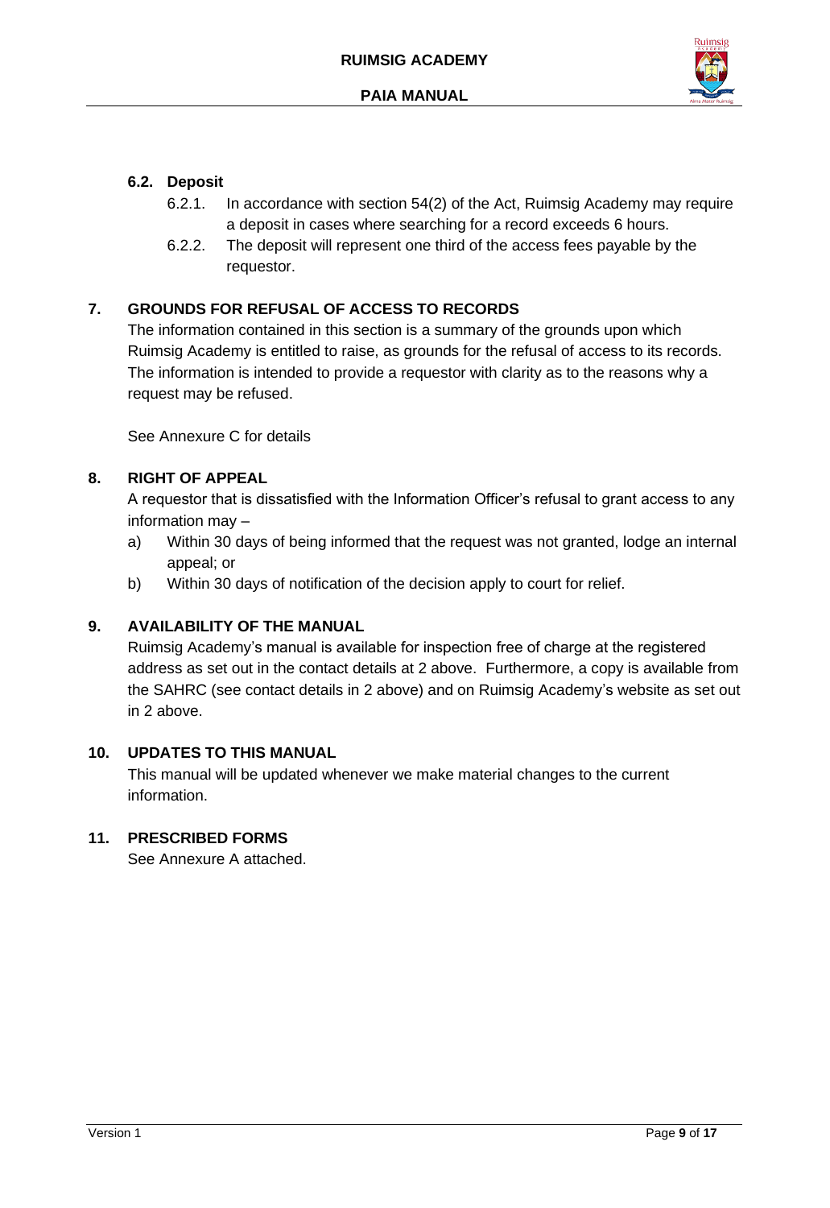### 6.2. Deposit

6.2.1. In accordance with section 54(2) of the Act, Ruimsig Academy may require a deposit in cases where searching for a record exceeds 6 hours.

6.2.2. The deposit will represent one third of the access fees payable by the requestor.

## 7. GROUNDS FOR REFUSAL OF ACCESS TO RECORDS

The information contained in this section is a summary of the grounds upon which Ruimsig Academy is entitled to raise, as grounds for the refusal of access to its records. The information is intended to provide a requestor with clarity as to the reasons why a request may be refused.

See Annexure C for details

## 8. RIGHT OF APPEAL

A requestor that is dissatisfied with the Information Officer's refusal to grant access to any information may –

a) Within 30 days of being informed that the request was not granted, lodge an internal appeal; or

b) Within 30 days of notification of the decision apply to court for relief.

## 9. AVAILABILITY OF THE MANUAL

Ruimsig Academy's manual is available for inspection free of charge at the registered address as set out in the contact details at 2 above. Furthermore, a copy is available from the SAHRC (see contact details in 2 above) and on Ruimsig Academy's website as set out in 2 above.

## 10. UPDATES TO THIS MANUAL

This manual will be updated whenever we make material changes to the current information.

## 11. PRESCRIBED FORMS

See Annexure A attached.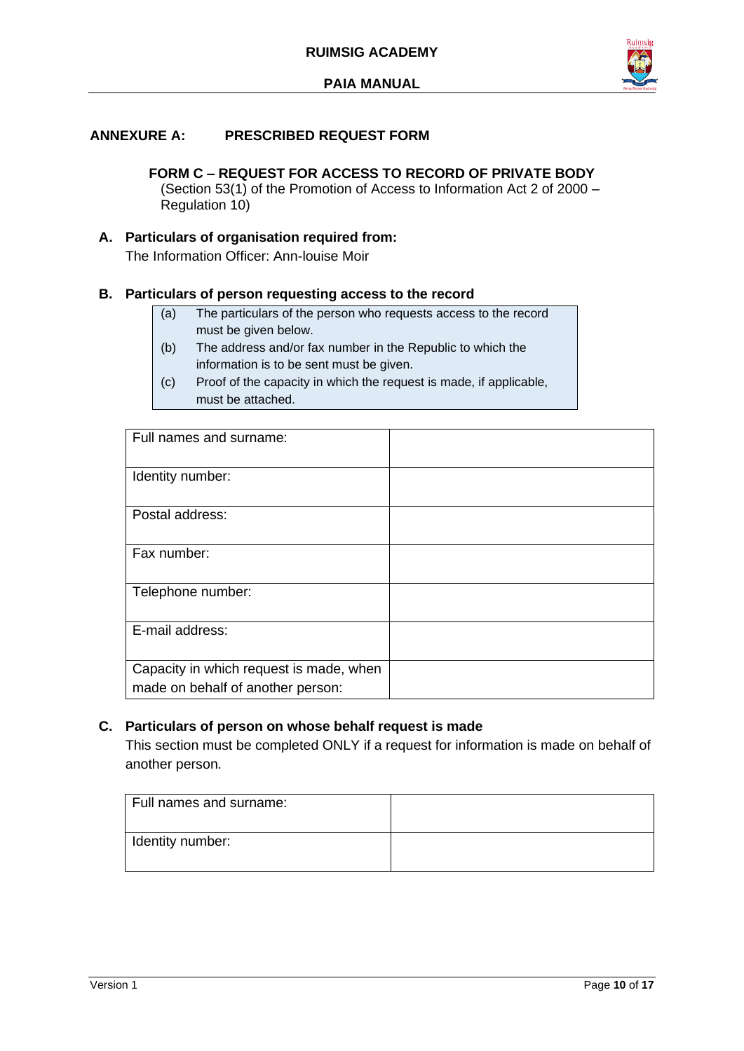## ANNEXURE A: PRESCRIBED REQUEST FORM

### FORM C – REQUEST FOR ACCESS TO RECORD OF PRIVATE BODY

(Section 53(1) of the Promotion of Access to Information Act 2 of 2000 – Regulation 10)

### A. Particulars of organisation required from:

The Information Officer: Ann-louise Moir

### B. Particulars of person requesting access to the record

(a) The particulars of the person who requests access to the record must be given below.

(b) The address and/or fax number in the Republic to which the information is to be sent must be given.

(c) Proof of the capacity in which the request is made, if applicable, must be attached.

| Field | |
|---|---|
| Full names and surname: | |
| Identity number: | |
| Postal address: | |
| Fax number: | |
| Telephone number: | |
| E-mail address: | |
| Capacity in which request is made, when made on behalf of another person: | |

### C. Particulars of person on whose behalf request is made

This section must be completed ONLY if a request for information is made on behalf of another person.

| Field | |
|---|---|
| Full names and surname: | |
| Identity number: | |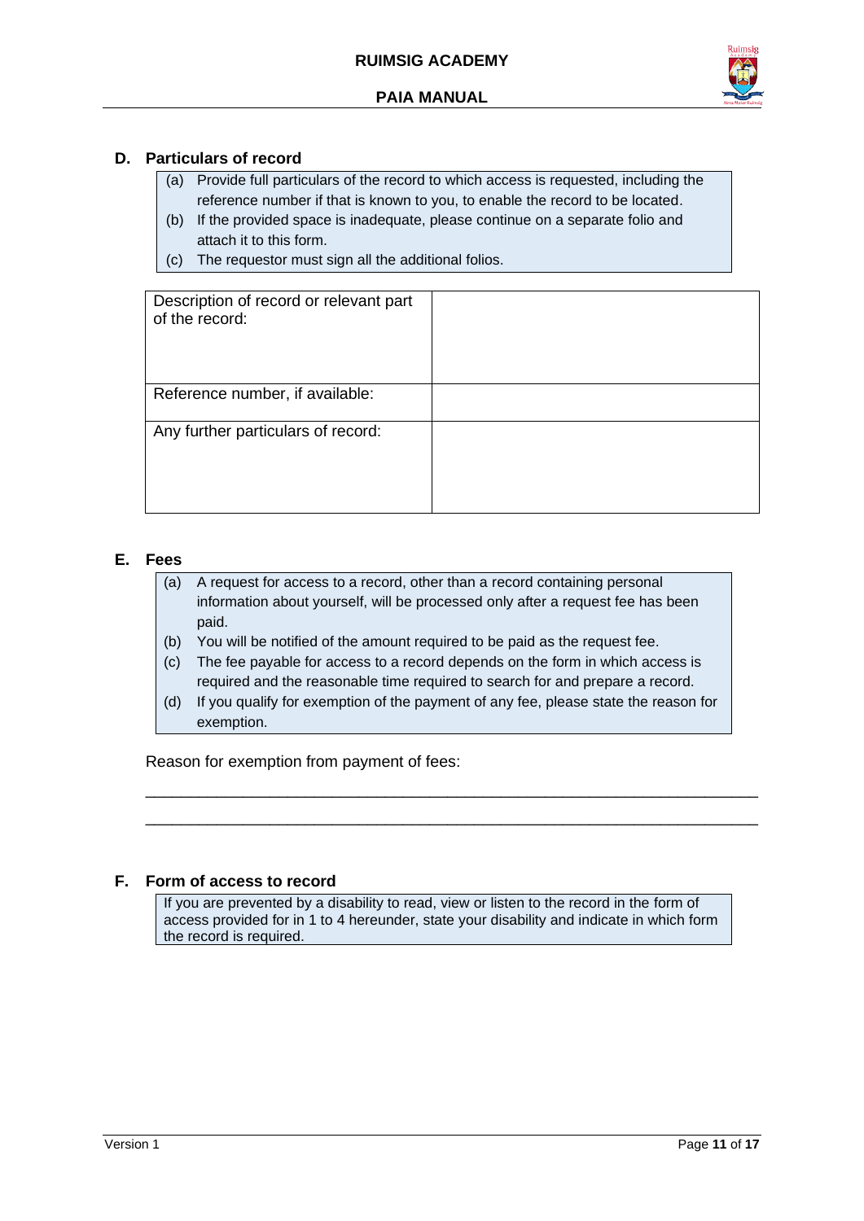## D. Particulars of record

(a) Provide full particulars of the record to which access is requested, including the reference number if that is known to you, to enable the record to be located.
(b) If the provided space is inadequate, please continue on a separate folio and attach it to this form.
(c) The requestor must sign all the additional folios.

| Description of record or relevant part of the record: | |
|---|---|
| Reference number, if available: | |
| Any further particulars of record: | |

## E. Fees

(a) A request for access to a record, other than a record containing personal information about yourself, will be processed only after a request fee has been paid.
(b) You will be notified of the amount required to be paid as the request fee.
(c) The fee payable for access to a record depends on the form in which access is required and the reasonable time required to search for and prepare a record.
(d) If you qualify for exemption of the payment of any fee, please state the reason for exemption.

Reason for exemption from payment of fees:

\_\_\_\_\_\_\_\_\_\_\_\_\_\_\_\_\_\_\_\_\_\_\_\_\_\_\_\_\_\_\_\_\_\_\_\_\_\_\_\_\_\_\_\_\_\_\_\_\_\_\_\_\_\_\_\_\_\_\_\_\_\_\_\_\_\_\_\_

\_\_\_\_\_\_\_\_\_\_\_\_\_\_\_\_\_\_\_\_\_\_\_\_\_\_\_\_\_\_\_\_\_\_\_\_\_\_\_\_\_\_\_\_\_\_\_\_\_\_\_\_\_\_\_\_\_\_\_\_\_\_\_\_\_\_\_\_

## F. Form of access to record

If you are prevented by a disability to read, view or listen to the record in the form of access provided for in 1 to 4 hereunder, state your disability and indicate in which form the record is required.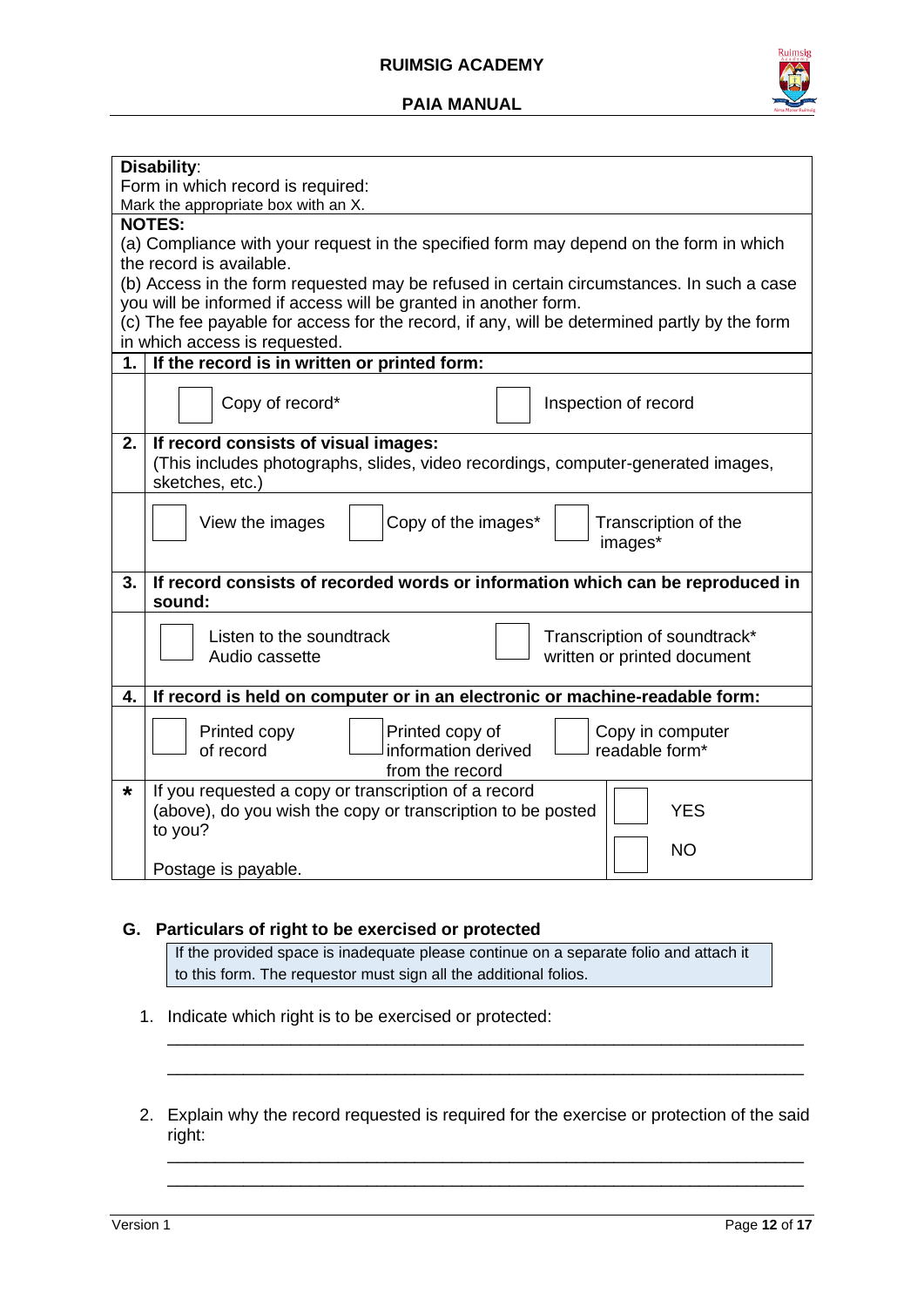| **Disability**:<br>Form in which record is required:<br>Mark the appropriate box with an X. | |
|---|---|
| **NOTES:**<br>(a) Compliance with your request in the specified form may depend on the form in which the record is available.<br>(b) Access in the form requested may be refused in certain circumstances. In such a case you will be informed if access will be granted in another form.<br>(c) The fee payable for access for the record, if any, will be determined partly by the form in which access is requested. | |
| **1.** | **If the record is in written or printed form:** |
| | ☐ Copy of record* ☐ Inspection of record |
| **2.** | **If record consists of visual images:**<br>(This includes photographs, slides, video recordings, computer-generated images, sketches, etc.) |
| | ☐ View the images ☐ Copy of the images* ☐ Transcription of the images* |
| **3.** | **If record consists of recorded words or information which can be reproduced in sound:** |
| | ☐ Listen to the soundtrack Audio cassette ☐ Transcription of soundtrack* written or printed document |
| **4.** | **If record is held on computer or in an electronic or machine-readable form:** |
| | ☐ Printed copy of record ☐ Printed copy of information derived from the record ☐ Copy in computer readable form* |
| * | If you requested a copy or transcription of a record (above), do you wish the copy or transcription to be posted to you?<br><br>Postage is payable. ☐ YES ☐ NO |

### G. Particulars of right to be exercised or protected

If the provided space is inadequate please continue on a separate folio and attach it to this form. The requestor must sign all the additional folios.

1. Indicate which right is to be exercised or protected:

   ______________________________________________________________________

   ______________________________________________________________________

2. Explain why the record requested is required for the exercise or protection of the said right:

   ______________________________________________________________________

   ______________________________________________________________________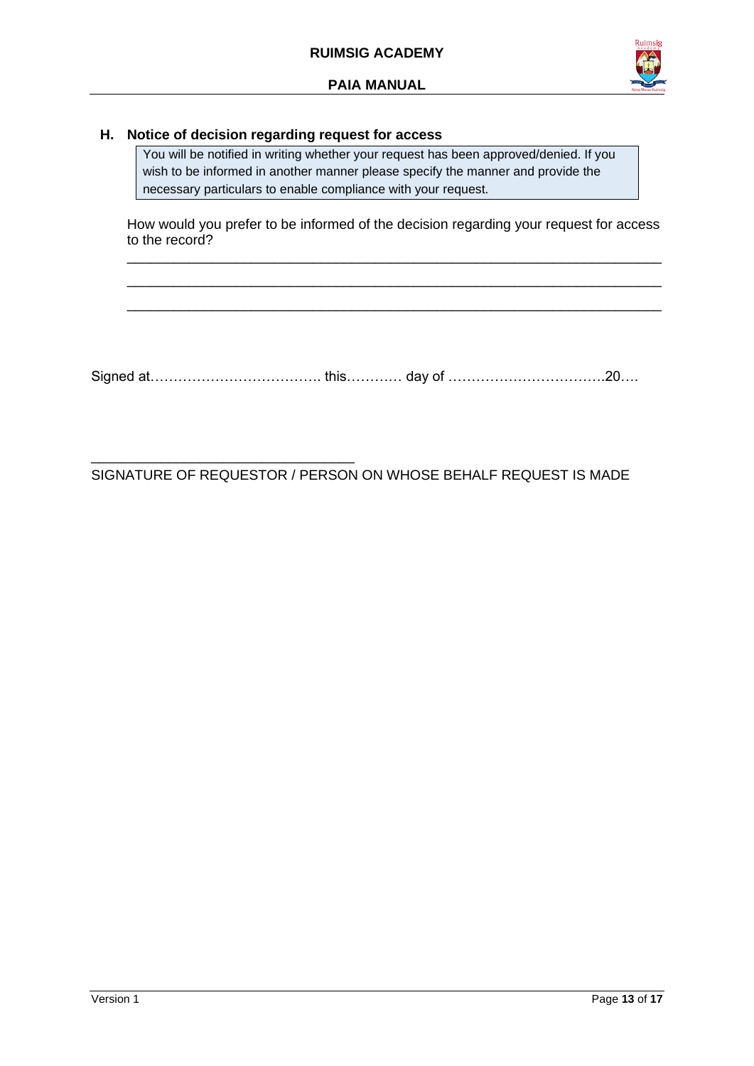### H. Notice of decision regarding request for access

| You will be notified in writing whether your request has been approved/denied. If you wish to be informed in another manner please specify the manner and provide the necessary particulars to enable compliance with your request. |
|---|

How would you prefer to be informed of the decision regarding your request for access to the record?

_______________________________________________________________________

_______________________________________________________________________

_______________________________________________________________________

Signed at………………………………. this………… day of …………………………….20….

_________________________________

SIGNATURE OF REQUESTOR / PERSON ON WHOSE BEHALF REQUEST IS MADE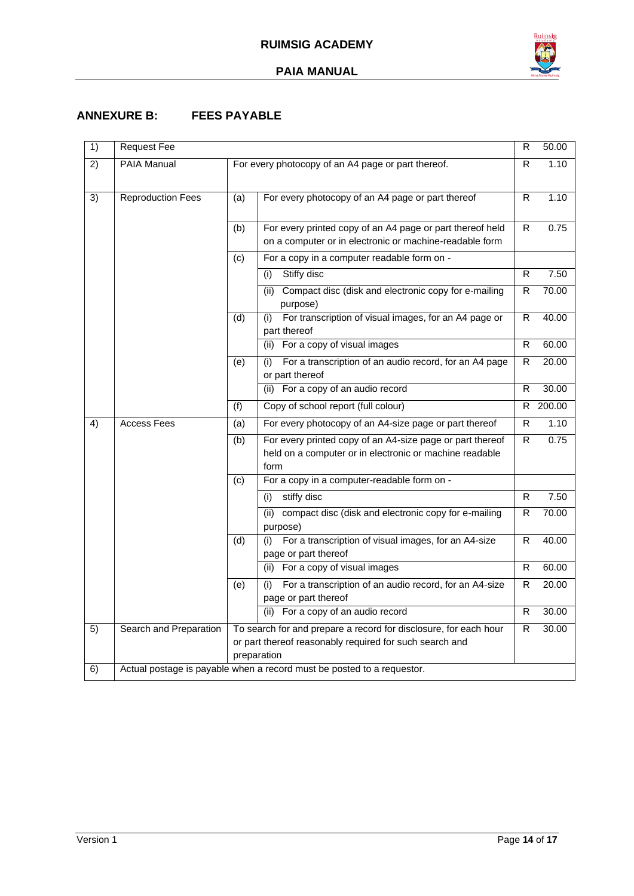## ANNEXURE B: FEES PAYABLE

| | | | | | |
|---|---|---|---|---|---|
| 1) | Request Fee | | | R | 50.00 |
| 2) | PAIA Manual | For every photocopy of an A4 page or part thereof. | | R | 1.10 |
| 3) | Reproduction Fees | (a) | For every photocopy of an A4 page or part thereof | R | 1.10 |
| | | (b) | For every printed copy of an A4 page or part thereof held on a computer or in electronic or machine-readable form | R | 0.75 |
| | | (c) | For a copy in a computer readable form on - | | |
| | | | (i) Stiffy disc | R | 7.50 |
| | | | (ii) Compact disc (disk and electronic copy for e-mailing purpose) | R | 70.00 |
| | | (d) | (i) For transcription of visual images, for an A4 page or part thereof | R | 40.00 |
| | | | (ii) For a copy of visual images | R | 60.00 |
| | | (e) | (i) For a transcription of an audio record, for an A4 page or part thereof | R | 20.00 |
| | | | (ii) For a copy of an audio record | R | 30.00 |
| | | (f) | Copy of school report (full colour) | R | 200.00 |
| 4) | Access Fees | (a) | For every photocopy of an A4-size page or part thereof | R | 1.10 |
| | | (b) | For every printed copy of an A4-size page or part thereof held on a computer or in electronic or machine readable form | R | 0.75 |
| | | (c) | For a copy in a computer-readable form on - | | |
| | | | (i) stiffy disc | R | 7.50 |
| | | | (ii) compact disc (disk and electronic copy for e-mailing purpose) | R | 70.00 |
| | | (d) | (i) For a transcription of visual images, for an A4-size page or part thereof | R | 40.00 |
| | | | (ii) For a copy of visual images | R | 60.00 |
| | | (e) | (i) For a transcription of an audio record, for an A4-size page or part thereof | R | 20.00 |
| | | | (ii) For a copy of an audio record | R | 30.00 |
| 5) | Search and Preparation | To search for and prepare a record for disclosure, for each hour or part thereof reasonably required for such search and preparation | | R | 30.00 |
| 6) | Actual postage is payable when a record must be posted to a requestor. | | | | |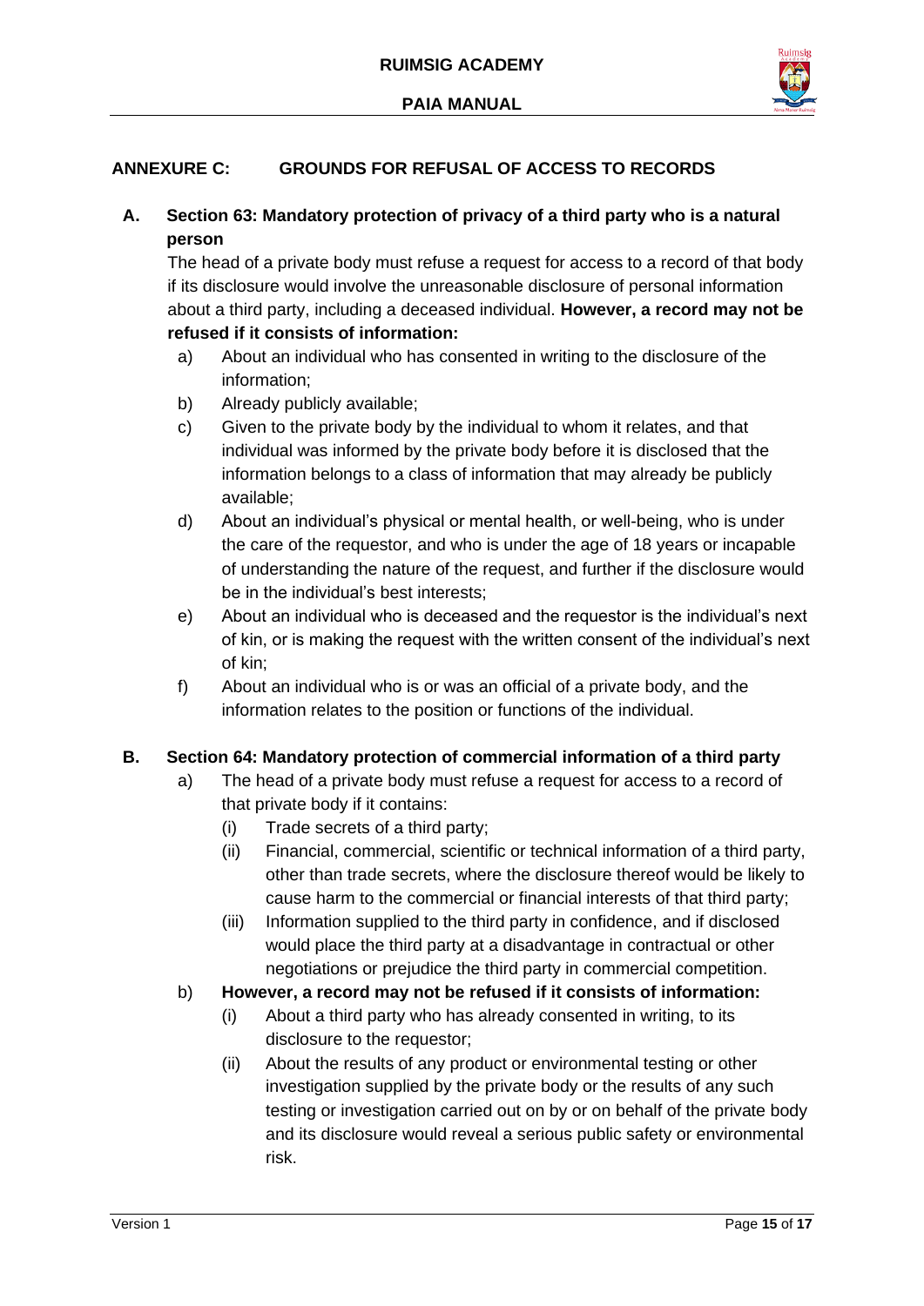## ANNEXURE C: GROUNDS FOR REFUSAL OF ACCESS TO RECORDS

### A. Section 63: Mandatory protection of privacy of a third party who is a natural person

The head of a private body must refuse a request for access to a record of that body if its disclosure would involve the unreasonable disclosure of personal information about a third party, including a deceased individual. **However, a record may not be refused if it consists of information:**

a) About an individual who has consented in writing to the disclosure of the information;

b) Already publicly available;

c) Given to the private body by the individual to whom it relates, and that individual was informed by the private body before it is disclosed that the information belongs to a class of information that may already be publicly available;

d) About an individual's physical or mental health, or well-being, who is under the care of the requestor, and who is under the age of 18 years or incapable of understanding the nature of the request, and further if the disclosure would be in the individual's best interests;

e) About an individual who is deceased and the requestor is the individual's next of kin, or is making the request with the written consent of the individual's next of kin;

f) About an individual who is or was an official of a private body, and the information relates to the position or functions of the individual.

### B. Section 64: Mandatory protection of commercial information of a third party

a) The head of a private body must refuse a request for access to a record of that private body if it contains:

   (i) Trade secrets of a third party;

   (ii) Financial, commercial, scientific or technical information of a third party, other than trade secrets, where the disclosure thereof would be likely to cause harm to the commercial or financial interests of that third party;

   (iii) Information supplied to the third party in confidence, and if disclosed would place the third party at a disadvantage in contractual or other negotiations or prejudice the third party in commercial competition.

b) **However, a record may not be refused if it consists of information:**

   (i) About a third party who has already consented in writing, to its disclosure to the requestor;

   (ii) About the results of any product or environmental testing or other investigation supplied by the private body or the results of any such testing or investigation carried out on by or on behalf of the private body and its disclosure would reveal a serious public safety or environmental risk.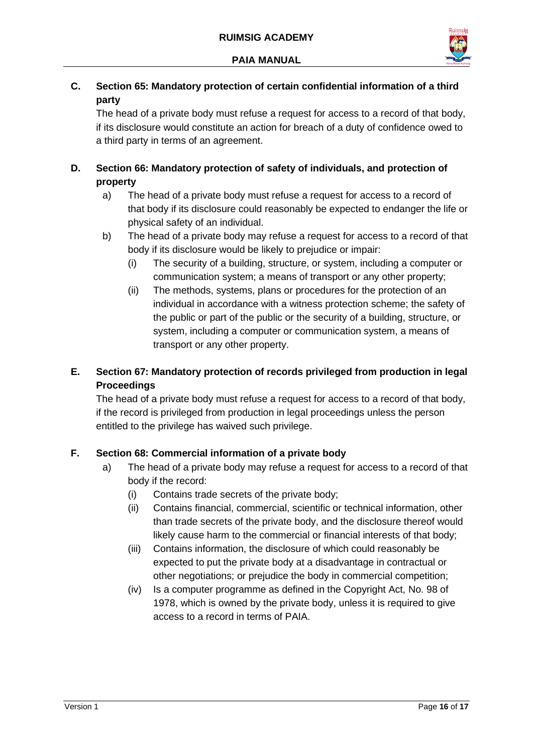**C. Section 65: Mandatory protection of certain confidential information of a third party**

The head of a private body must refuse a request for access to a record of that body, if its disclosure would constitute an action for breach of a duty of confidence owed to a third party in terms of an agreement.

**D. Section 66: Mandatory protection of safety of individuals, and protection of property**

a) The head of a private body must refuse a request for access to a record of that body if its disclosure could reasonably be expected to endanger the life or physical safety of an individual.

b) The head of a private body may refuse a request for access to a record of that body if its disclosure would be likely to prejudice or impair:

   (i) The security of a building, structure, or system, including a computer or communication system; a means of transport or any other property;

   (ii) The methods, systems, plans or procedures for the protection of an individual in accordance with a witness protection scheme; the safety of the public or part of the public or the security of a building, structure, or system, including a computer or communication system, a means of transport or any other property.

**E. Section 67: Mandatory protection of records privileged from production in legal Proceedings**

The head of a private body must refuse a request for access to a record of that body, if the record is privileged from production in legal proceedings unless the person entitled to the privilege has waived such privilege.

**F. Section 68: Commercial information of a private body**

a) The head of a private body may refuse a request for access to a record of that body if the record:

   (i) Contains trade secrets of the private body;

   (ii) Contains financial, commercial, scientific or technical information, other than trade secrets of the private body, and the disclosure thereof would likely cause harm to the commercial or financial interests of that body;

   (iii) Contains information, the disclosure of which could reasonably be expected to put the private body at a disadvantage in contractual or other negotiations; or prejudice the body in commercial competition;

   (iv) Is a computer programme as defined in the Copyright Act, No. 98 of 1978, which is owned by the private body, unless it is required to give access to a record in terms of PAIA.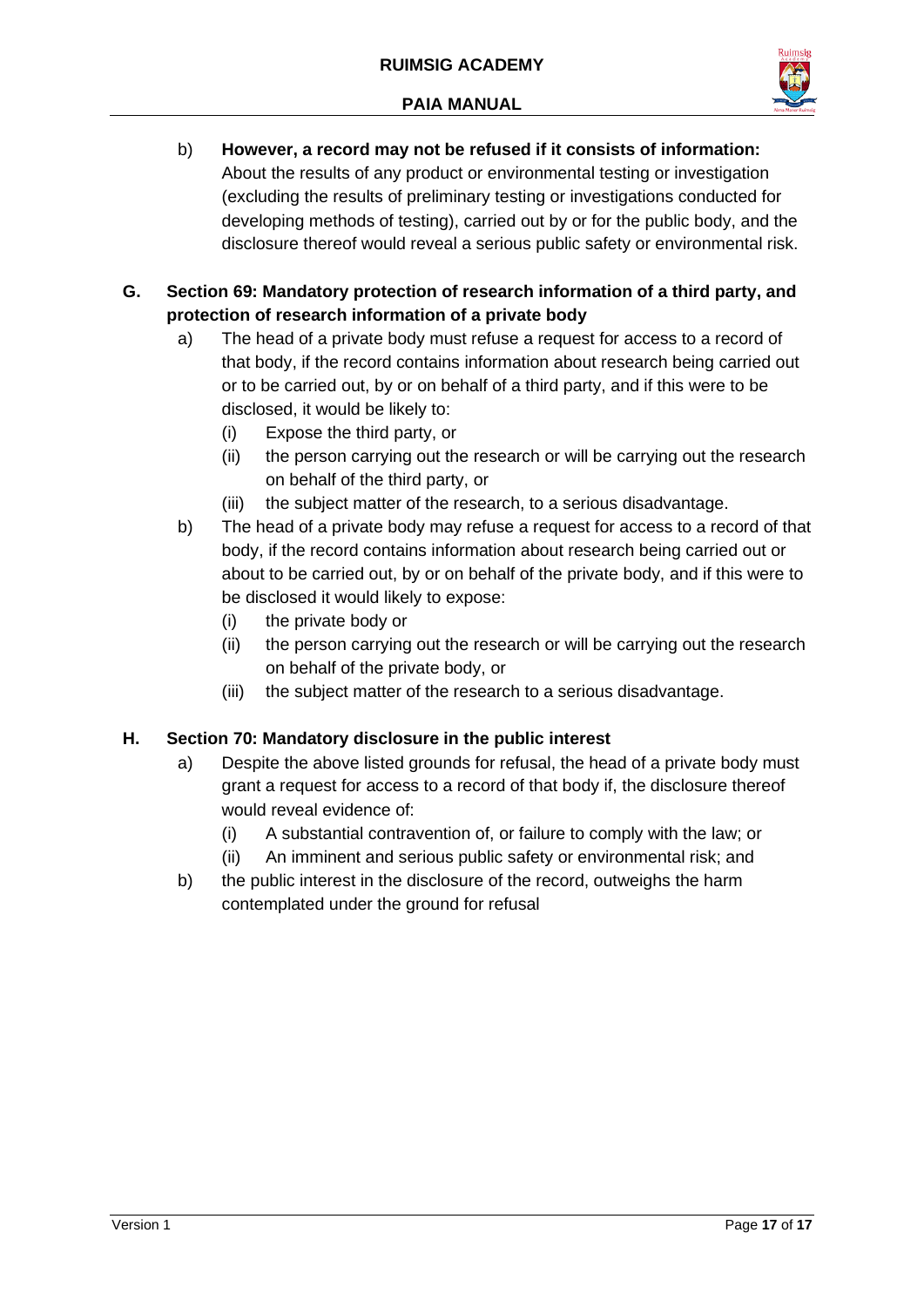b) **However, a record may not be refused if it consists of information:** About the results of any product or environmental testing or investigation (excluding the results of preliminary testing or investigations conducted for developing methods of testing), carried out by or for the public body, and the disclosure thereof would reveal a serious public safety or environmental risk.

**G. Section 69: Mandatory protection of research information of a third party, and protection of research information of a private body**

a) The head of a private body must refuse a request for access to a record of that body, if the record contains information about research being carried out or to be carried out, by or on behalf of a third party, and if this were to be disclosed, it would be likely to:
   (i) Expose the third party, or
   (ii) the person carrying out the research or will be carrying out the research on behalf of the third party, or
   (iii) the subject matter of the research, to a serious disadvantage.

b) The head of a private body may refuse a request for access to a record of that body, if the record contains information about research being carried out or about to be carried out, by or on behalf of the private body, and if this were to be disclosed it would likely to expose:
   (i) the private body or
   (ii) the person carrying out the research or will be carrying out the research on behalf of the private body, or
   (iii) the subject matter of the research to a serious disadvantage.

**H. Section 70: Mandatory disclosure in the public interest**

a) Despite the above listed grounds for refusal, the head of a private body must grant a request for access to a record of that body if, the disclosure thereof would reveal evidence of:
   (i) A substantial contravention of, or failure to comply with the law; or
   (ii) An imminent and serious public safety or environmental risk; and

b) the public interest in the disclosure of the record, outweighs the harm contemplated under the ground for refusal